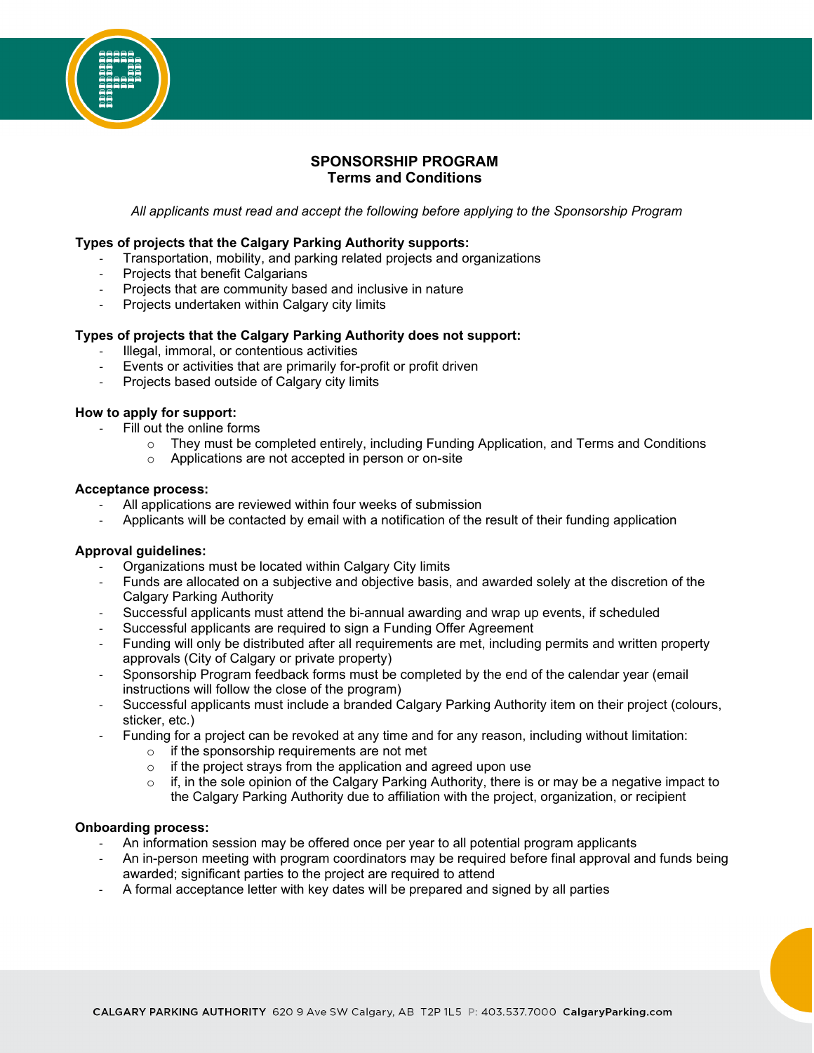# SPONSORSHIP PROGRAM
## Terms and Conditions

*All applicants must read and accept the following before applying to the Sponsorship Program*

**Types of projects that the Calgary Parking Authority supports:**

- Transportation, mobility, and parking related projects and organizations
- Projects that benefit Calgarians
- Projects that are community based and inclusive in nature
- Projects undertaken within Calgary city limits

**Types of projects that the Calgary Parking Authority does not support:**

- Illegal, immoral, or contentious activities
- Events or activities that are primarily for-profit or profit driven
- Projects based outside of Calgary city limits

**How to apply for support:**

- Fill out the online forms
  - They must be completed entirely, including Funding Application, and Terms and Conditions
  - Applications are not accepted in person or on-site

**Acceptance process:**

- All applications are reviewed within four weeks of submission
- Applicants will be contacted by email with a notification of the result of their funding application

**Approval guidelines:**

- Organizations must be located within Calgary City limits
- Funds are allocated on a subjective and objective basis, and awarded solely at the discretion of the Calgary Parking Authority
- Successful applicants must attend the bi-annual awarding and wrap up events, if scheduled
- Successful applicants are required to sign a Funding Offer Agreement
- Funding will only be distributed after all requirements are met, including permits and written property approvals (City of Calgary or private property)
- Sponsorship Program feedback forms must be completed by the end of the calendar year (email instructions will follow the close of the program)
- Successful applicants must include a branded Calgary Parking Authority item on their project (colours, sticker, etc.)
- Funding for a project can be revoked at any time and for any reason, including without limitation:
  - if the sponsorship requirements are not met
  - if the project strays from the application and agreed upon use
  - if, in the sole opinion of the Calgary Parking Authority, there is or may be a negative impact to the Calgary Parking Authority due to affiliation with the project, organization, or recipient

**Onboarding process:**

- An information session may be offered once per year to all potential program applicants
- An in-person meeting with program coordinators may be required before final approval and funds being awarded; significant parties to the project are required to attend
- A formal acceptance letter with key dates will be prepared and signed by all parties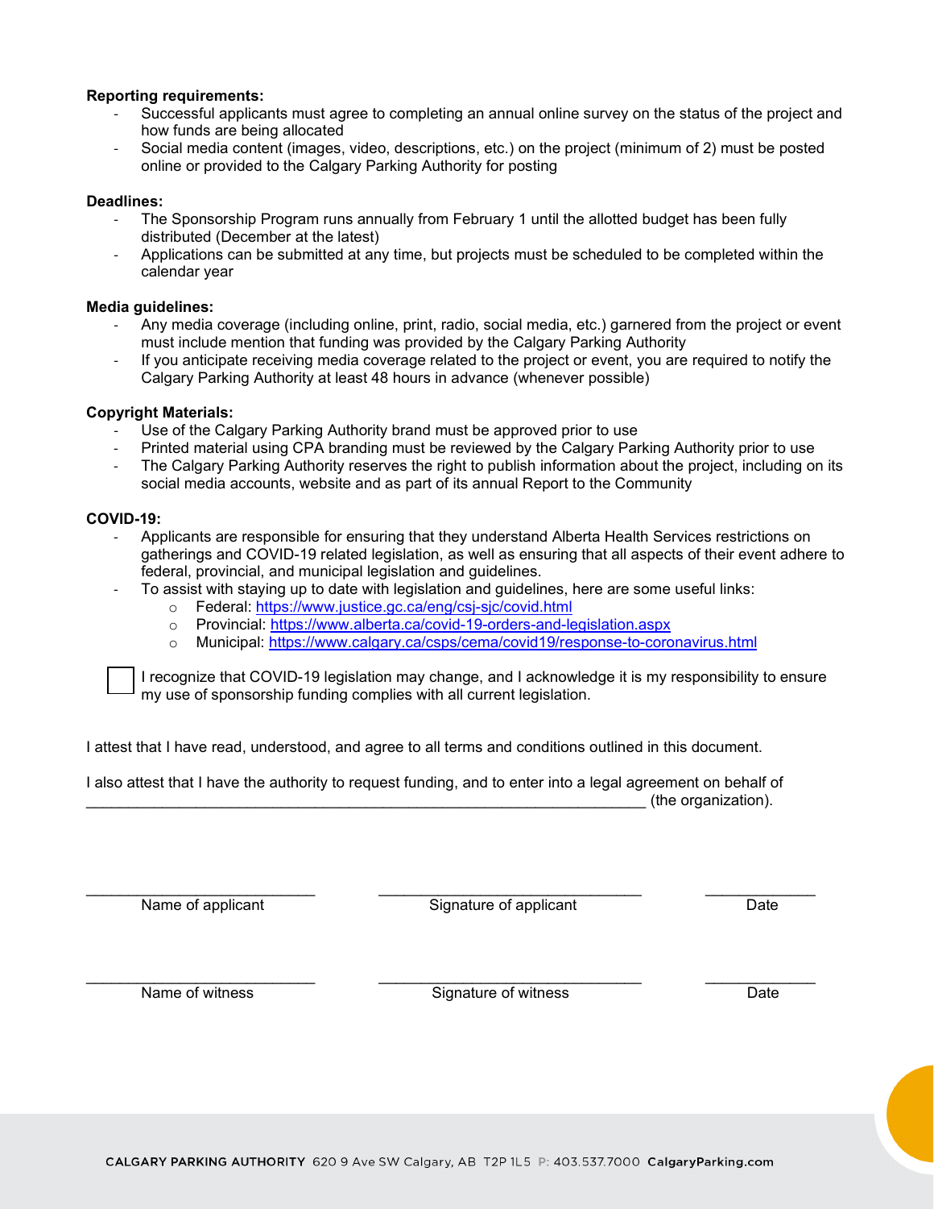**Reporting requirements:**

- Successful applicants must agree to completing an annual online survey on the status of the project and how funds are being allocated
- Social media content (images, video, descriptions, etc.) on the project (minimum of 2) must be posted online or provided to the Calgary Parking Authority for posting

**Deadlines:**

- The Sponsorship Program runs annually from February 1 until the allotted budget has been fully distributed (December at the latest)
- Applications can be submitted at any time, but projects must be scheduled to be completed within the calendar year

**Media guidelines:**

- Any media coverage (including online, print, radio, social media, etc.) garnered from the project or event must include mention that funding was provided by the Calgary Parking Authority
- If you anticipate receiving media coverage related to the project or event, you are required to notify the Calgary Parking Authority at least 48 hours in advance (whenever possible)

**Copyright Materials:**

- Use of the Calgary Parking Authority brand must be approved prior to use
- Printed material using CPA branding must be reviewed by the Calgary Parking Authority prior to use
- The Calgary Parking Authority reserves the right to publish information about the project, including on its social media accounts, website and as part of its annual Report to the Community

**COVID-19:**

- Applicants are responsible for ensuring that they understand Alberta Health Services restrictions on gatherings and COVID-19 related legislation, as well as ensuring that all aspects of their event adhere to federal, provincial, and municipal legislation and guidelines.
- To assist with staying up to date with legislation and guidelines, here are some useful links:
  - Federal: https://www.justice.gc.ca/eng/csj-sjc/covid.html
  - Provincial: https://www.alberta.ca/covid-19-orders-and-legislation.aspx
  - Municipal: https://www.calgary.ca/csps/cema/covid19/response-to-coronavirus.html

☐ I recognize that COVID-19 legislation may change, and I acknowledge it is my responsibility to ensure my use of sponsorship funding complies with all current legislation.

I attest that I have read, understood, and agree to all terms and conditions outlined in this document.

I also attest that I have the authority to request funding, and to enter into a legal agreement on behalf of ____________________________________________________________ (the organization).

| | | |
|---|---|---|
| ________________________ | ____________________________ | ____________ |
| Name of applicant | Signature of applicant | Date |
| ________________________ | ____________________________ | ____________ |
| Name of witness | Signature of witness | Date |

CALGARY PARKING AUTHORITY 620 9 Ave SW Calgary, AB T2P 1L5 P: 403.537.7000 CalgaryParking.com